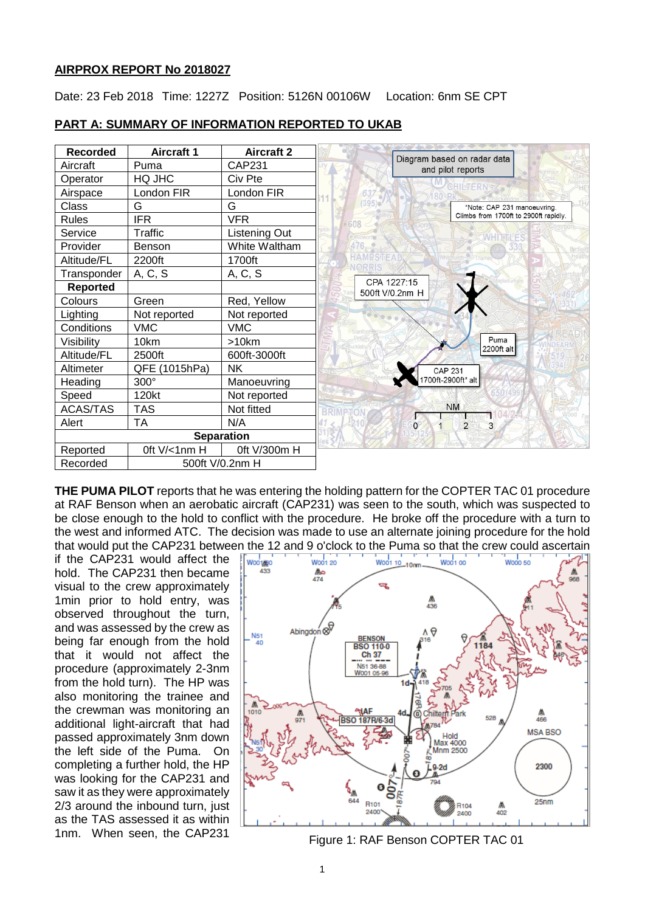**AIRPROX REPORT No 2018027**

Date: 23 Feb 2018 Time: 1227Z Position: 5126N 00106W Location: 6nm SE CPT

**PART A: SUMMARY OF INFORMATION REPORTED TO UKAB**

| Recorded | Aircraft 1 | Aircraft 2 |
|---|---|---|
| Aircraft | Puma | CAP231 |
| Operator | HQ JHC | Civ Pte |
| Airspace | London FIR | London FIR |
| Class | G | G |
| Rules | IFR | VFR |
| Service | Traffic | Listening Out |
| Provider | Benson | White Waltham |
| Altitude/FL | 2200ft | 1700ft |
| Transponder | A, C, S | A, C, S |
| **Reported** | | |
| Colours | Green | Red, Yellow |
| Lighting | Not reported | Not reported |
| Conditions | VMC | VMC |
| Visibility | 10km | >10km |
| Altitude/FL | 2500ft | 600ft-3000ft |
| Altimeter | QFE (1015hPa) | NK |
| Heading | 300° | Manoeuvring |
| Speed | 120kt | Not reported |
| ACAS/TAS | TAS | Not fitted |
| Alert | TA | N/A |
| **Separation** | | |
| Reported | 0ft V/<1nm H | 0ft V/300m H |
| Recorded | 500ft V/0.2nm H | |

**THE PUMA PILOT** reports that he was entering the holding pattern for the COPTER TAC 01 procedure at RAF Benson when an aerobatic aircraft (CAP231) was seen to the south, which was suspected to be close enough to the hold to conflict with the procedure. He broke off the procedure with a turn to the west and informed ATC. The decision was made to use an alternate joining procedure for the hold that would put the CAP231 between the 12 and 9 o'clock to the Puma so that the crew could ascertain if the CAP231 would affect the hold. The CAP231 then became visual to the crew approximately 1min prior to hold entry, was observed throughout the turn, and was assessed by the crew as being far enough from the hold that it would not affect the procedure (approximately 2-3nm from the hold turn). The HP was also monitoring the trainee and the crewman was monitoring an additional light-aircraft that had passed approximately 3nm down the left side of the Puma. On completing a further hold, the HP was looking for the CAP231 and saw it as they were approximately 2/3 around the inbound turn, just as the TAS assessed it as within 1nm. When seen, the CAP231

Figure 1: RAF Benson COPTER TAC 01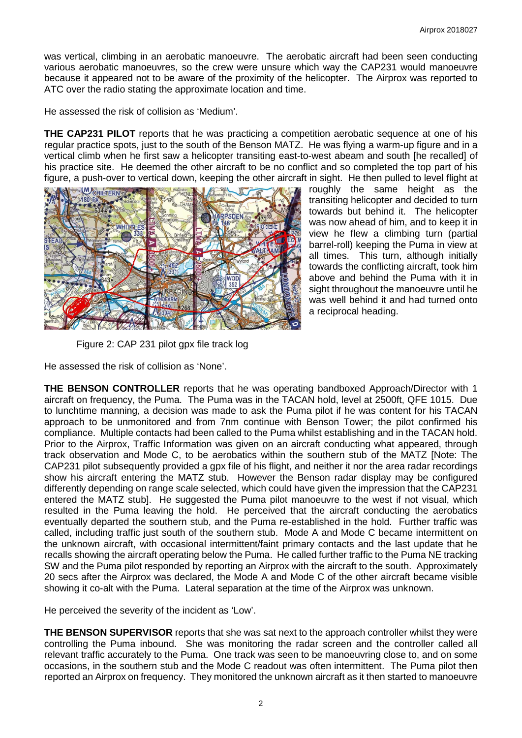was vertical, climbing in an aerobatic manoeuvre. The aerobatic aircraft had been seen conducting various aerobatic manoeuvres, so the crew were unsure which way the CAP231 would manoeuvre because it appeared not to be aware of the proximity of the helicopter. The Airprox was reported to ATC over the radio stating the approximate location and time.

He assessed the risk of collision as 'Medium'.

**THE CAP231 PILOT** reports that he was practicing a competition aerobatic sequence at one of his regular practice spots, just to the south of the Benson MATZ. He was flying a warm-up figure and in a vertical climb when he first saw a helicopter transiting east-to-west abeam and south [he recalled] of his practice site. He deemed the other aircraft to be no conflict and so completed the top part of his figure, a push-over to vertical down, keeping the other aircraft in sight. He then pulled to level flight at roughly the same height as the transiting helicopter and decided to turn towards but behind it. The helicopter was now ahead of him, and to keep it in view he flew a climbing turn (partial barrel-roll) keeping the Puma in view at all times. This turn, although initially towards the conflicting aircraft, took him above and behind the Puma with it in sight throughout the manoeuvre until he was well behind it and had turned onto a reciprocal heading.

Figure 2: CAP 231 pilot gpx file track log

He assessed the risk of collision as 'None'.

**THE BENSON CONTROLLER** reports that he was operating bandboxed Approach/Director with 1 aircraft on frequency, the Puma. The Puma was in the TACAN hold, level at 2500ft, QFE 1015. Due to lunchtime manning, a decision was made to ask the Puma pilot if he was content for his TACAN approach to be unmonitored and from 7nm continue with Benson Tower; the pilot confirmed his compliance. Multiple contacts had been called to the Puma whilst establishing and in the TACAN hold. Prior to the Airprox, Traffic Information was given on an aircraft conducting what appeared, through track observation and Mode C, to be aerobatics within the southern stub of the MATZ [Note: The CAP231 pilot subsequently provided a gpx file of his flight, and neither it nor the area radar recordings show his aircraft entering the MATZ stub. However the Benson radar display may be configured differently depending on range scale selected, which could have given the impression that the CAP231 entered the MATZ stub]. He suggested the Puma pilot manoeuvre to the west if not visual, which resulted in the Puma leaving the hold. He perceived that the aircraft conducting the aerobatics eventually departed the southern stub, and the Puma re-established in the hold. Further traffic was called, including traffic just south of the southern stub. Mode A and Mode C became intermittent on the unknown aircraft, with occasional intermittent/faint primary contacts and the last update that he recalls showing the aircraft operating below the Puma. He called further traffic to the Puma NE tracking SW and the Puma pilot responded by reporting an Airprox with the aircraft to the south. Approximately 20 secs after the Airprox was declared, the Mode A and Mode C of the other aircraft became visible showing it co-alt with the Puma. Lateral separation at the time of the Airprox was unknown.

He perceived the severity of the incident as 'Low'.

**THE BENSON SUPERVISOR** reports that she was sat next to the approach controller whilst they were controlling the Puma inbound. She was monitoring the radar screen and the controller called all relevant traffic accurately to the Puma. One track was seen to be manoeuvring close to, and on some occasions, in the southern stub and the Mode C readout was often intermittent. The Puma pilot then reported an Airprox on frequency. They monitored the unknown aircraft as it then started to manoeuvre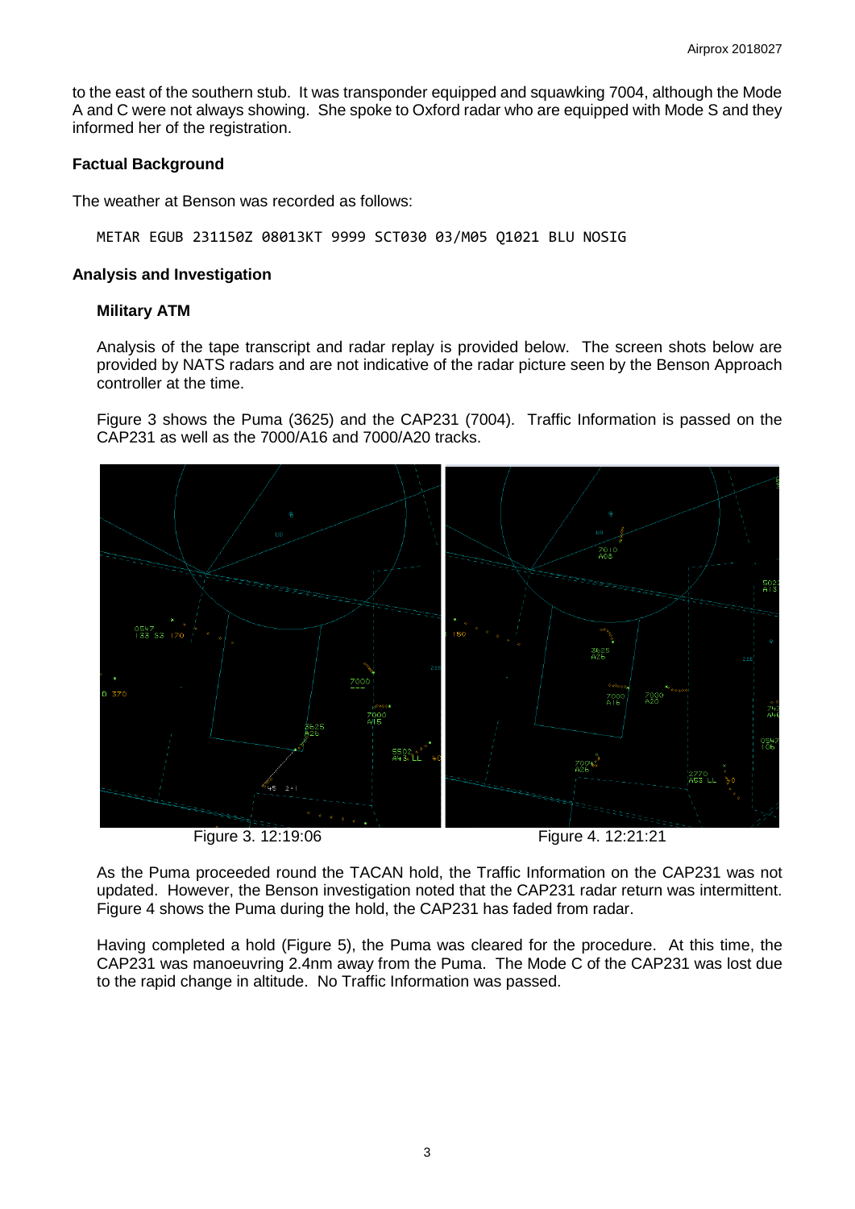to the east of the southern stub. It was transponder equipped and squawking 7004, although the Mode A and C were not always showing. She spoke to Oxford radar who are equipped with Mode S and they informed her of the registration.

### Factual Background

The weather at Benson was recorded as follows:

```
METAR EGUB 231150Z 08013KT 9999 SCT030 03/M05 Q1021 BLU NOSIG
```

### Analysis and Investigation

#### Military ATM

Analysis of the tape transcript and radar replay is provided below. The screen shots below are provided by NATS radars and are not indicative of the radar picture seen by the Benson Approach controller at the time.

Figure 3 shows the Puma (3625) and the CAP231 (7004). Traffic Information is passed on the CAP231 as well as the 7000/A16 and 7000/A20 tracks.

Figure 3. 12:19:06

Figure 4. 12:21:21

As the Puma proceeded round the TACAN hold, the Traffic Information on the CAP231 was not updated. However, the Benson investigation noted that the CAP231 radar return was intermittent. Figure 4 shows the Puma during the hold, the CAP231 has faded from radar.

Having completed a hold (Figure 5), the Puma was cleared for the procedure. At this time, the CAP231 was manoeuvring 2.4nm away from the Puma. The Mode C of the CAP231 was lost due to the rapid change in altitude. No Traffic Information was passed.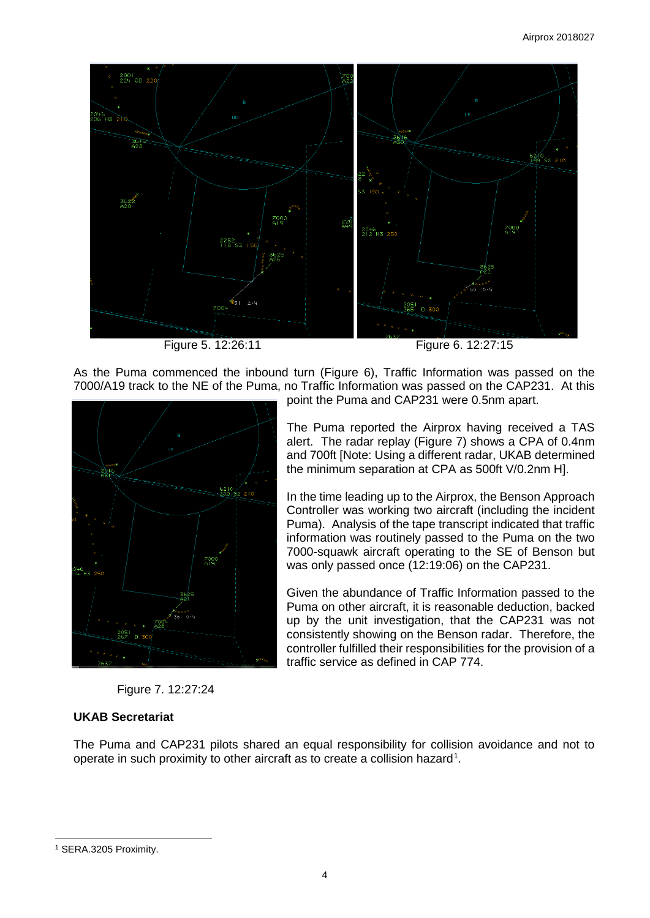Figure 5. 12:26:11

Figure 6. 12:27:15

As the Puma commenced the inbound turn (Figure 6), Traffic Information was passed on the 7000/A19 track to the NE of the Puma, no Traffic Information was passed on the CAP231. At this point the Puma and CAP231 were 0.5nm apart.

The Puma reported the Airprox having received a TAS alert. The radar replay (Figure 7) shows a CPA of 0.4nm and 700ft [Note: Using a different radar, UKAB determined the minimum separation at CPA as 500ft V/0.2nm H].

In the time leading up to the Airprox, the Benson Approach Controller was working two aircraft (including the incident Puma). Analysis of the tape transcript indicated that traffic information was routinely passed to the Puma on the two 7000-squawk aircraft operating to the SE of Benson but was only passed once (12:19:06) on the CAP231.

Given the abundance of Traffic Information passed to the Puma on other aircraft, it is reasonable deduction, backed up by the unit investigation, that the CAP231 was not consistently showing on the Benson radar. Therefore, the controller fulfilled their responsibilities for the provision of a traffic service as defined in CAP 774.

Figure 7. 12:27:24

**UKAB Secretariat**

The Puma and CAP231 pilots shared an equal responsibility for collision avoidance and not to operate in such proximity to other aircraft as to create a collision hazard[1].

[1] SERA.3205 Proximity.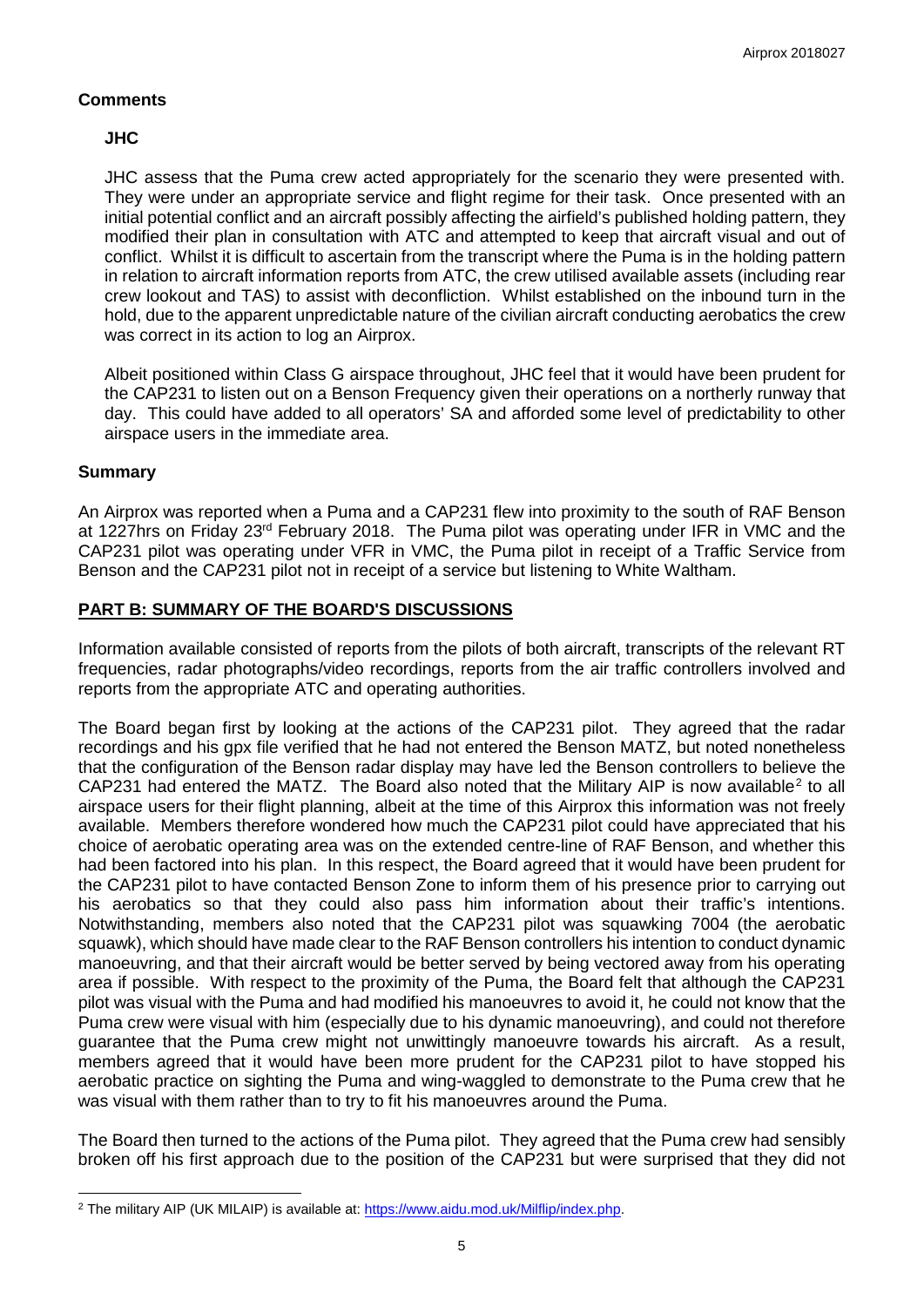## Comments

### JHC

JHC assess that the Puma crew acted appropriately for the scenario they were presented with. They were under an appropriate service and flight regime for their task. Once presented with an initial potential conflict and an aircraft possibly affecting the airfield's published holding pattern, they modified their plan in consultation with ATC and attempted to keep that aircraft visual and out of conflict. Whilst it is difficult to ascertain from the transcript where the Puma is in the holding pattern in relation to aircraft information reports from ATC, the crew utilised available assets (including rear crew lookout and TAS) to assist with deconfliction. Whilst established on the inbound turn in the hold, due to the apparent unpredictable nature of the civilian aircraft conducting aerobatics the crew was correct in its action to log an Airprox.

Albeit positioned within Class G airspace throughout, JHC feel that it would have been prudent for the CAP231 to listen out on a Benson Frequency given their operations on a northerly runway that day. This could have added to all operators' SA and afforded some level of predictability to other airspace users in the immediate area.

## Summary

An Airprox was reported when a Puma and a CAP231 flew into proximity to the south of RAF Benson at 1227hrs on Friday 23rd February 2018. The Puma pilot was operating under IFR in VMC and the CAP231 pilot was operating under VFR in VMC, the Puma pilot in receipt of a Traffic Service from Benson and the CAP231 pilot not in receipt of a service but listening to White Waltham.

## PART B: SUMMARY OF THE BOARD'S DISCUSSIONS

Information available consisted of reports from the pilots of both aircraft, transcripts of the relevant RT frequencies, radar photographs/video recordings, reports from the air traffic controllers involved and reports from the appropriate ATC and operating authorities.

The Board began first by looking at the actions of the CAP231 pilot. They agreed that the radar recordings and his gpx file verified that he had not entered the Benson MATZ, but noted nonetheless that the configuration of the Benson radar display may have led the Benson controllers to believe the CAP231 had entered the MATZ. The Board also noted that the Military AIP is now available[2] to all airspace users for their flight planning, albeit at the time of this Airprox this information was not freely available. Members therefore wondered how much the CAP231 pilot could have appreciated that his choice of aerobatic operating area was on the extended centre-line of RAF Benson, and whether this had been factored into his plan. In this respect, the Board agreed that it would have been prudent for the CAP231 pilot to have contacted Benson Zone to inform them of his presence prior to carrying out his aerobatics so that they could also pass him information about their traffic's intentions. Notwithstanding, members also noted that the CAP231 pilot was squawking 7004 (the aerobatic squawk), which should have made clear to the RAF Benson controllers his intention to conduct dynamic manoeuvring, and that their aircraft would be better served by being vectored away from his operating area if possible. With respect to the proximity of the Puma, the Board felt that although the CAP231 pilot was visual with the Puma and had modified his manoeuvres to avoid it, he could not know that the Puma crew were visual with him (especially due to his dynamic manoeuvring), and could not therefore guarantee that the Puma crew might not unwittingly manoeuvre towards his aircraft. As a result, members agreed that it would have been more prudent for the CAP231 pilot to have stopped his aerobatic practice on sighting the Puma and wing-waggled to demonstrate to the Puma crew that he was visual with them rather than to try to fit his manoeuvres around the Puma.

The Board then turned to the actions of the Puma pilot. They agreed that the Puma crew had sensibly broken off his first approach due to the position of the CAP231 but were surprised that they did not

[2] The military AIP (UK MILAIP) is available at: https://www.aidu.mod.uk/Milflip/index.php.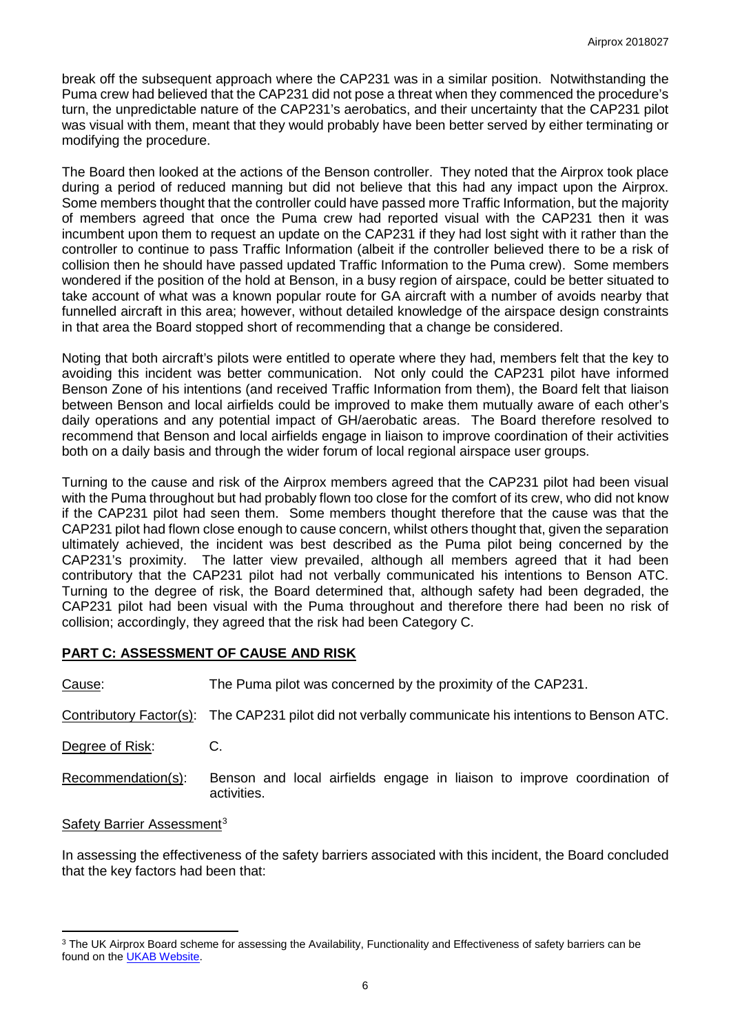break off the subsequent approach where the CAP231 was in a similar position. Notwithstanding the Puma crew had believed that the CAP231 did not pose a threat when they commenced the procedure's turn, the unpredictable nature of the CAP231's aerobatics, and their uncertainty that the CAP231 pilot was visual with them, meant that they would probably have been better served by either terminating or modifying the procedure.

The Board then looked at the actions of the Benson controller. They noted that the Airprox took place during a period of reduced manning but did not believe that this had any impact upon the Airprox. Some members thought that the controller could have passed more Traffic Information, but the majority of members agreed that once the Puma crew had reported visual with the CAP231 then it was incumbent upon them to request an update on the CAP231 if they had lost sight with it rather than the controller to continue to pass Traffic Information (albeit if the controller believed there to be a risk of collision then he should have passed updated Traffic Information to the Puma crew). Some members wondered if the position of the hold at Benson, in a busy region of airspace, could be better situated to take account of what was a known popular route for GA aircraft with a number of avoids nearby that funnelled aircraft in this area; however, without detailed knowledge of the airspace design constraints in that area the Board stopped short of recommending that a change be considered.

Noting that both aircraft's pilots were entitled to operate where they had, members felt that the key to avoiding this incident was better communication. Not only could the CAP231 pilot have informed Benson Zone of his intentions (and received Traffic Information from them), the Board felt that liaison between Benson and local airfields could be improved to make them mutually aware of each other's daily operations and any potential impact of GH/aerobatic areas. The Board therefore resolved to recommend that Benson and local airfields engage in liaison to improve coordination of their activities both on a daily basis and through the wider forum of local regional airspace user groups.

Turning to the cause and risk of the Airprox members agreed that the CAP231 pilot had been visual with the Puma throughout but had probably flown too close for the comfort of its crew, who did not know if the CAP231 pilot had seen them. Some members thought therefore that the cause was that the CAP231 pilot had flown close enough to cause concern, whilst others thought that, given the separation ultimately achieved, the incident was best described as the Puma pilot being concerned by the CAP231's proximity. The latter view prevailed, although all members agreed that it had been contributory that the CAP231 pilot had not verbally communicated his intentions to Benson ATC. Turning to the degree of risk, the Board determined that, although safety had been degraded, the CAP231 pilot had been visual with the Puma throughout and therefore there had been no risk of collision; accordingly, they agreed that the risk had been Category C.

## PART C: ASSESSMENT OF CAUSE AND RISK

Cause: The Puma pilot was concerned by the proximity of the CAP231.

Contributory Factor(s): The CAP231 pilot did not verbally communicate his intentions to Benson ATC.

Degree of Risk: C.

Recommendation(s): Benson and local airfields engage in liaison to improve coordination of activities.

Safety Barrier Assessment[3]

In assessing the effectiveness of the safety barriers associated with this incident, the Board concluded that the key factors had been that:

---

[3] The UK Airprox Board scheme for assessing the Availability, Functionality and Effectiveness of safety barriers can be found on the UKAB Website.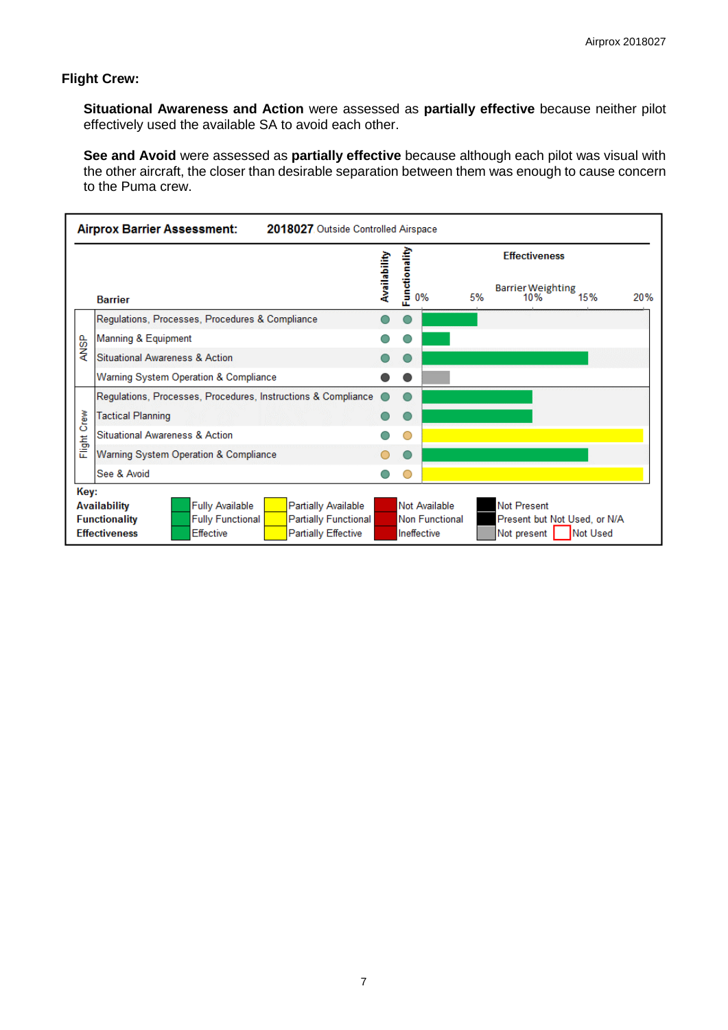**Flight Crew:**

**Situational Awareness and Action** were assessed as **partially effective** because neither pilot effectively used the available SA to avoid each other.

**See and Avoid** were assessed as **partially effective** because although each pilot was visual with the other aircraft, the closer than desirable separation between them was enough to cause concern to the Puma crew.

**Airprox Barrier Assessment:** **2018027** Outside Controlled Airspace

Barrier | Availability | Functionality | Effectiveness

Barrier Weighting: 0% 5% 10% 15% 20%

ANSP
- Regulations, Processes, Procedures & Compliance
- Manning & Equipment
- Situational Awareness & Action
- Warning System Operation & Compliance

Flight Crew
- Regulations, Processes, Procedures, Instructions & Compliance
- Tactical Planning
- Situational Awareness & Action
- Warning System Operation & Compliance
- See & Avoid

**Key:**

**Availability**: Fully Available, Partially Available, Not Available, Not Present

**Functionality**: Fully Functional, Partially Functional, Non Functional, Present but Not Used, or N/A

**Effectiveness**: Effective, Partially Effective, Ineffective, Not present, Not Used